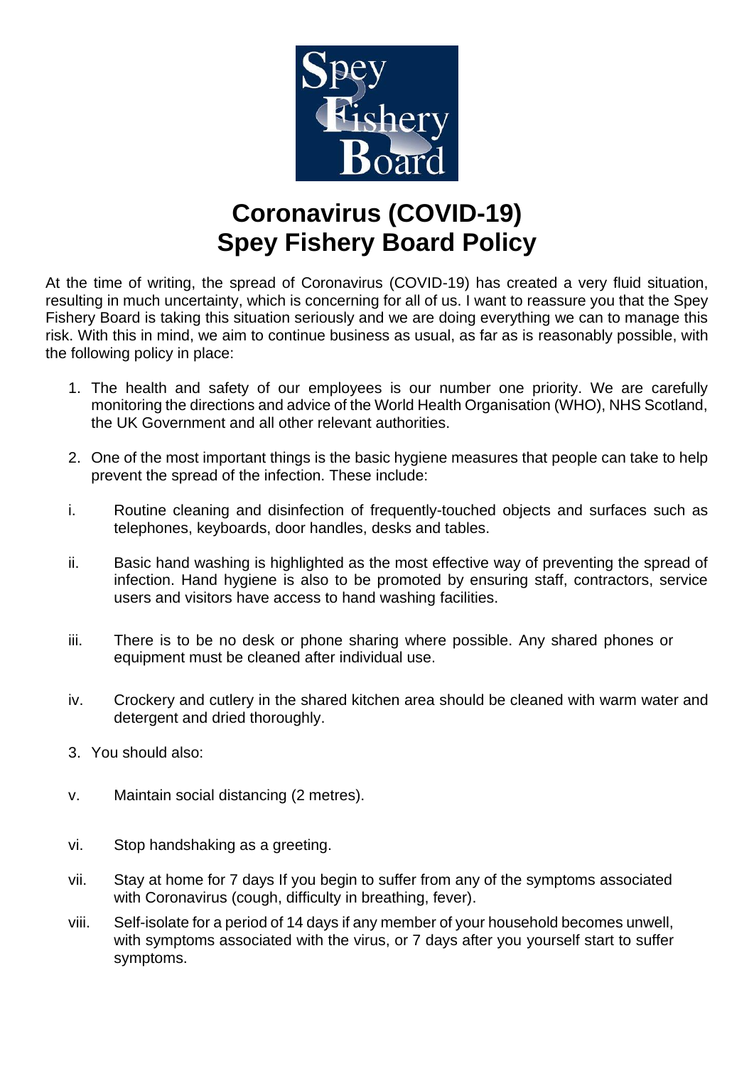# Coronavirus (COVID-19) Spey Fishery Board Policy

At the time of writing, the spread of Coronavirus (COVID-19) has created a very fluid situation, resulting in much uncertainty, which is concerning for all of us. I want to reassure you that the Spey Fishery Board is taking this situation seriously and we are doing everything we can to manage this risk. With this in mind, we aim to continue business as usual, as far as is reasonably possible, with the following policy in place:

1. The health and safety of our employees is our number one priority. We are carefully monitoring the directions and advice of the World Health Organisation (WHO), NHS Scotland, the UK Government and all other relevant authorities.

2. One of the most important things is the basic hygiene measures that people can take to help prevent the spread of the infection. These include:

i. Routine cleaning and disinfection of frequently-touched objects and surfaces such as telephones, keyboards, door handles, desks and tables.

ii. Basic hand washing is highlighted as the most effective way of preventing the spread of infection. Hand hygiene is also to be promoted by ensuring staff, contractors, service users and visitors have access to hand washing facilities.

iii. There is to be no desk or phone sharing where possible. Any shared phones or equipment must be cleaned after individual use.

iv. Crockery and cutlery in the shared kitchen area should be cleaned with warm water and detergent and dried thoroughly.

3. You should also:

v. Maintain social distancing (2 metres).

vi. Stop handshaking as a greeting.

vii. Stay at home for 7 days If you begin to suffer from any of the symptoms associated with Coronavirus (cough, difficulty in breathing, fever).

viii. Self-isolate for a period of 14 days if any member of your household becomes unwell, with symptoms associated with the virus, or 7 days after you yourself start to suffer symptoms.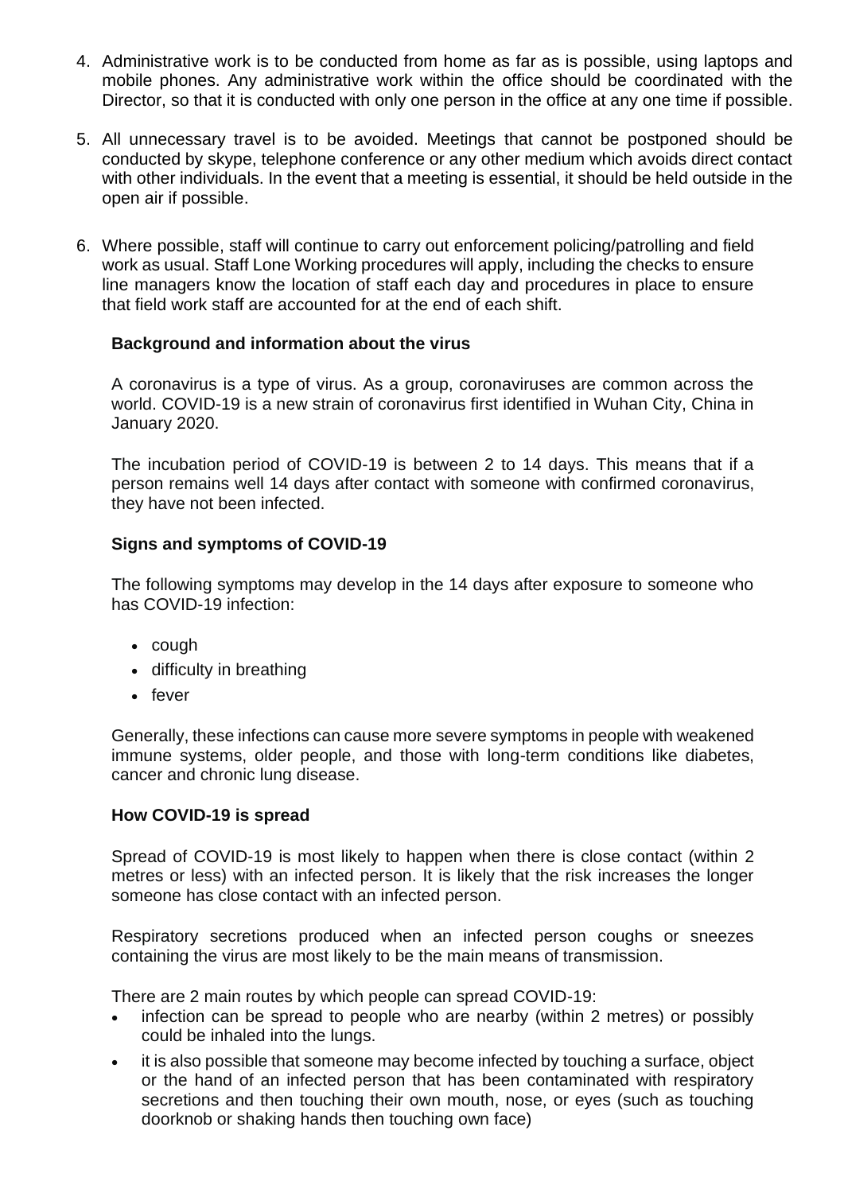4. Administrative work is to be conducted from home as far as is possible, using laptops and mobile phones. Any administrative work within the office should be coordinated with the Director, so that it is conducted with only one person in the office at any one time if possible.

5. All unnecessary travel is to be avoided. Meetings that cannot be postponed should be conducted by skype, telephone conference or any other medium which avoids direct contact with other individuals. In the event that a meeting is essential, it should be held outside in the open air if possible.

6. Where possible, staff will continue to carry out enforcement policing/patrolling and field work as usual. Staff Lone Working procedures will apply, including the checks to ensure line managers know the location of staff each day and procedures in place to ensure that field work staff are accounted for at the end of each shift.

**Background and information about the virus**

A coronavirus is a type of virus. As a group, coronaviruses are common across the world. COVID-19 is a new strain of coronavirus first identified in Wuhan City, China in January 2020.

The incubation period of COVID-19 is between 2 to 14 days. This means that if a person remains well 14 days after contact with someone with confirmed coronavirus, they have not been infected.

**Signs and symptoms of COVID-19**

The following symptoms may develop in the 14 days after exposure to someone who has COVID-19 infection:

- cough
- difficulty in breathing
- fever

Generally, these infections can cause more severe symptoms in people with weakened immune systems, older people, and those with long-term conditions like diabetes, cancer and chronic lung disease.

**How COVID-19 is spread**

Spread of COVID-19 is most likely to happen when there is close contact (within 2 metres or less) with an infected person. It is likely that the risk increases the longer someone has close contact with an infected person.

Respiratory secretions produced when an infected person coughs or sneezes containing the virus are most likely to be the main means of transmission.

There are 2 main routes by which people can spread COVID-19:

- infection can be spread to people who are nearby (within 2 metres) or possibly could be inhaled into the lungs.
- it is also possible that someone may become infected by touching a surface, object or the hand of an infected person that has been contaminated with respiratory secretions and then touching their own mouth, nose, or eyes (such as touching doorknob or shaking hands then touching own face)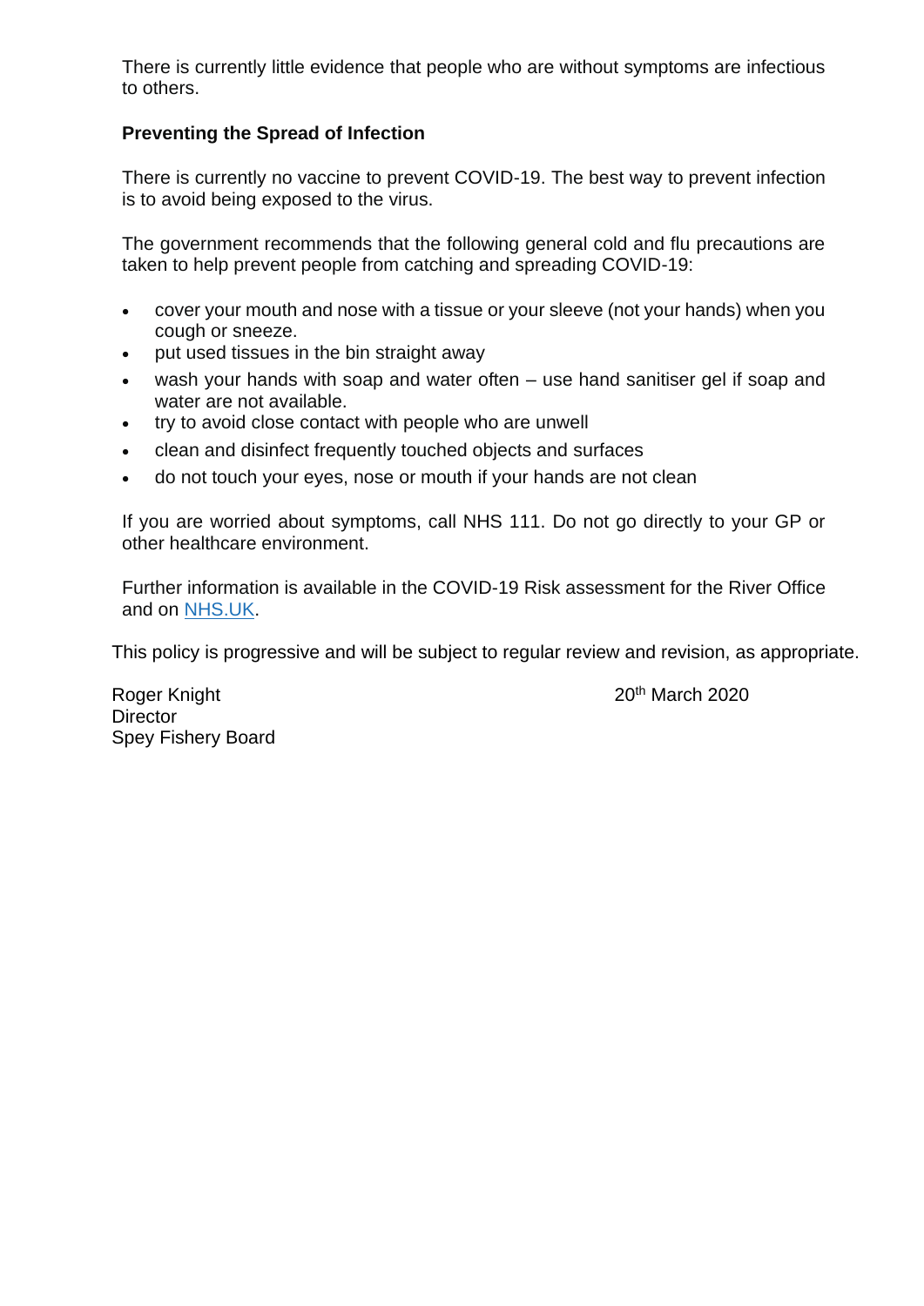There is currently little evidence that people who are without symptoms are infectious to others.

**Preventing the Spread of Infection**

There is currently no vaccine to prevent COVID-19. The best way to prevent infection is to avoid being exposed to the virus.

The government recommends that the following general cold and flu precautions are taken to help prevent people from catching and spreading COVID-19:

- cover your mouth and nose with a tissue or your sleeve (not your hands) when you cough or sneeze.
- put used tissues in the bin straight away
- wash your hands with soap and water often – use hand sanitiser gel if soap and water are not available.
- try to avoid close contact with people who are unwell
- clean and disinfect frequently touched objects and surfaces
- do not touch your eyes, nose or mouth if your hands are not clean

If you are worried about symptoms, call NHS 111. Do not go directly to your GP or other healthcare environment.

Further information is available in the COVID-19 Risk assessment for the River Office and on NHS.UK.

This policy is progressive and will be subject to regular review and revision, as appropriate.

Roger Knight
Director
Spey Fishery Board

20th March 2020